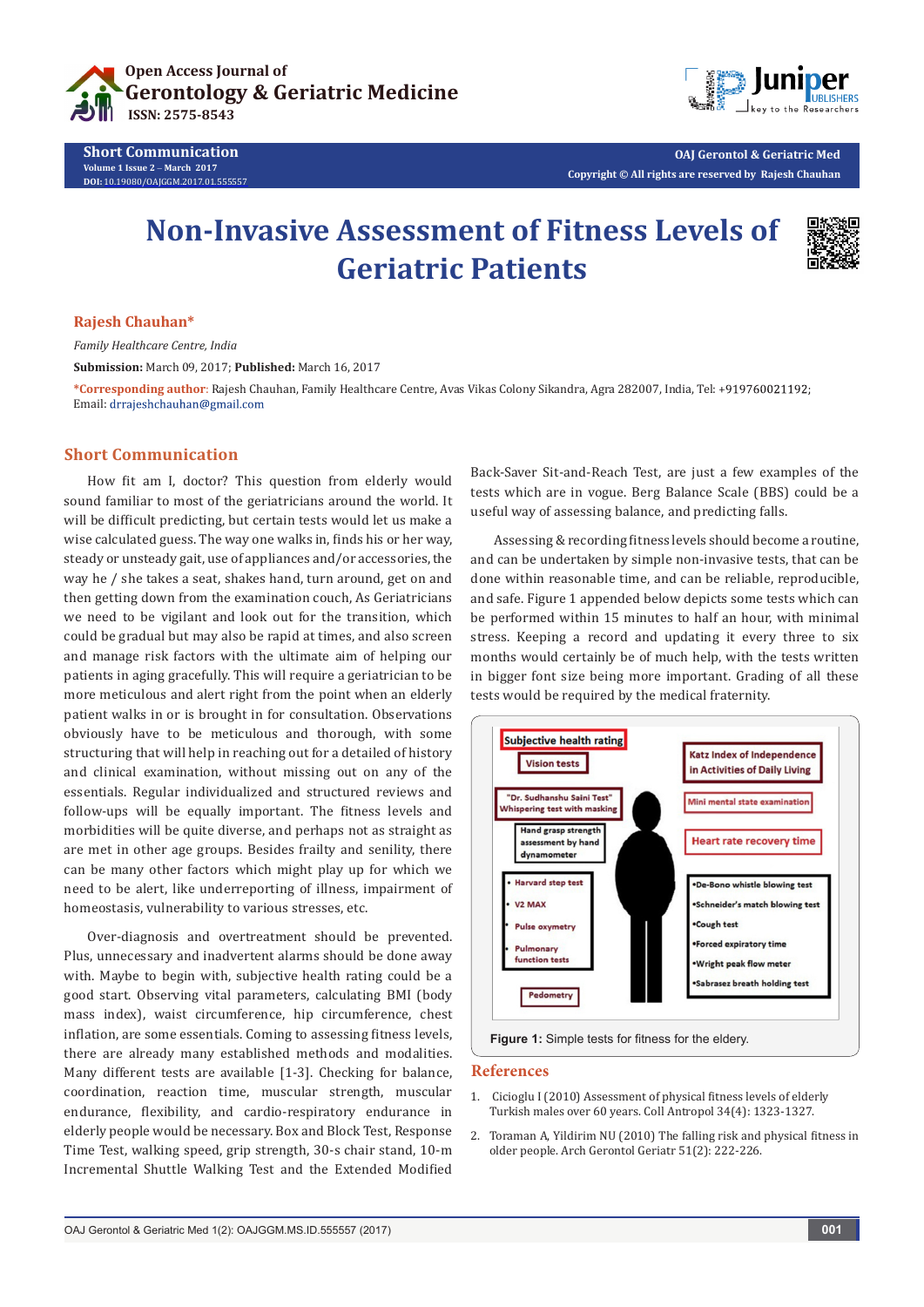Short Communication

# Non-Invasive Assessment of Fitness Levels of Geriatric Patients

**Rajesh Chauhan***

*Family Healthcare Centre, India*

**Submission:** March 09, 2017; **Published:** March 16, 2017

***Corresponding author**: Rajesh Chauhan, Family Healthcare Centre, Avas Vikas Colony Sikandra, Agra 282007, India, Tel: +919760021192; Email: drrajeshchauhan@gmail.com

## Short Communication

How fit am I, doctor? This question from elderly would sound familiar to most of the geriatricians around the world. It will be difficult predicting, but certain tests would let us make a wise calculated guess. The way one walks in, finds his or her way, steady or unsteady gait, use of appliances and/or accessories, the way he / she takes a seat, shakes hand, turn around, get on and then getting down from the examination couch, As Geriatricians we need to be vigilant and look out for the transition, which could be gradual but may also be rapid at times, and also screen and manage risk factors with the ultimate aim of helping our patients in aging gracefully. This will require a geriatrician to be more meticulous and alert right from the point when an elderly patient walks in or is brought in for consultation. Observations obviously have to be meticulous and thorough, with some structuring that will help in reaching out for a detailed of history and clinical examination, without missing out on any of the essentials. Regular individualized and structured reviews and follow-ups will be equally important. The fitness levels and morbidities will be quite diverse, and perhaps not as straight as are met in other age groups. Besides frailty and senility, there can be many other factors which might play up for which we need to be alert, like underreporting of illness, impairment of homeostasis, vulnerability to various stresses, etc.

Over-diagnosis and overtreatment should be prevented. Plus, unnecessary and inadvertent alarms should be done away with. Maybe to begin with, subjective health rating could be a good start. Observing vital parameters, calculating BMI (body mass index), waist circumference, hip circumference, chest inflation, are some essentials. Coming to assessing fitness levels, there are already many established methods and modalities. Many different tests are available [1-3]. Checking for balance, coordination, reaction time, muscular strength, muscular endurance, flexibility, and cardio-respiratory endurance in elderly people would be necessary. Box and Block Test, Response Time Test, walking speed, grip strength, 30-s chair stand, 10-m Incremental Shuttle Walking Test and the Extended Modified Back-Saver Sit-and-Reach Test, are just a few examples of the tests which are in vogue. Berg Balance Scale (BBS) could be a useful way of assessing balance, and predicting falls.

Assessing & recording fitness levels should become a routine, and can be undertaken by simple non-invasive tests, that can be done within reasonable time, and can be reliable, reproducible, and safe. Figure 1 appended below depicts some tests which can be performed within 15 minutes to half an hour, with minimal stress. Keeping a record and updating it every three to six months would certainly be of much help, with the tests written in bigger font size being more important. Grading of all these tests would be required by the medical fraternity.

Subjective health rating
Vision tests
"Dr. Sudhanshu Saini Test" Whispering test with masking
Hand grasp strength assessment by hand dynamometer
- Harvard step test
- V2 MAX
- Pulse oxymetry
- Pulmonary function tests

Pedometry

Katz Index of Independence in Activities of Daily Living
Mini mental state examination
Heart rate recovery time
- De-Bono whistle blowing test
- Schneider's match blowing test
- Cough test
- Forced expiratory time
- Wright peak flow meter
- Sabrasez breath holding test

**Figure 1:** Simple tests for fitness for the eldery.

## References

1. Cicioglu I (2010) Assessment of physical fitness levels of elderly Turkish males over 60 years. Coll Antropol 34(4): 1323-1327.
2. Toraman A, Yildirim NU (2010) The falling risk and physical fitness in older people. Arch Gerontol Geriatr 51(2): 222-226.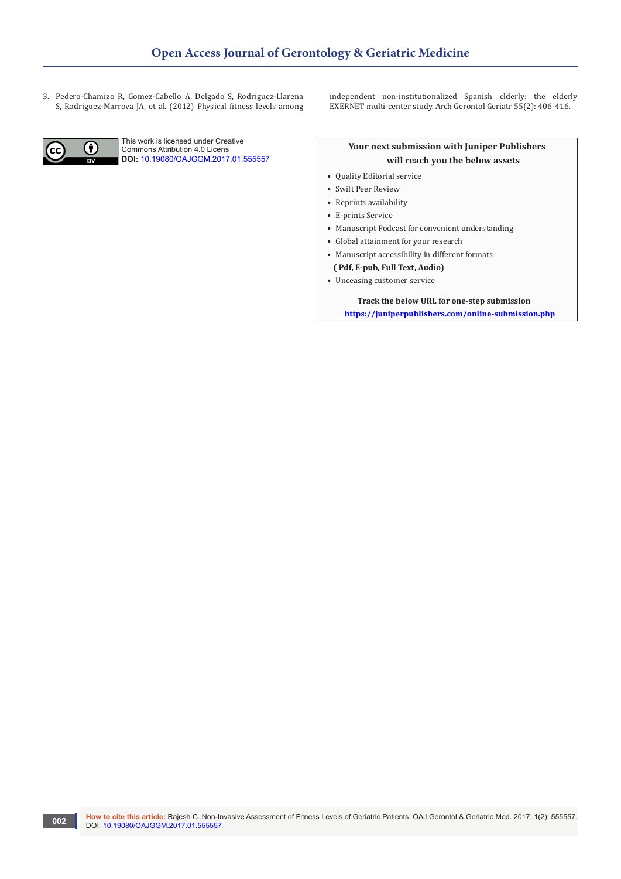3. Pedero-Chamizo R, Gomez-Cabello A, Delgado S, Rodriguez-Llarena S, Rodriguez-Marrova JA, et al. (2012) Physical fitness levels among independent non-institutionalized Spanish elderly: the elderly EXERNET multi-center study. Arch Gerontol Geriatr 55(2): 406-416.

This work is licensed under Creative Commons Attribution 4.0 Licens
**DOI:** 10.19080/OAJGGM.2017.01.555557

**Your next submission with Juniper Publishers will reach you the below assets**

- Quality Editorial service
- Swift Peer Review
- Reprints availability
- E-prints Service
- Manuscript Podcast for convenient understanding
- Global attainment for your research
- Manuscript accessibility in different formats
  **( Pdf, E-pub, Full Text, Audio)**
- Unceasing customer service

**Track the below URL for one-step submission**
**https://juniperpublishers.com/online-submission.php**

**How to cite this article:** Rajesh C. Non-Invasive Assessment of Fitness Levels of Geriatric Patients. OAJ Gerontol & Geriatric Med. 2017; 1(2): 555557. DOI: 10.19080/OAJGGM.2017.01.555557